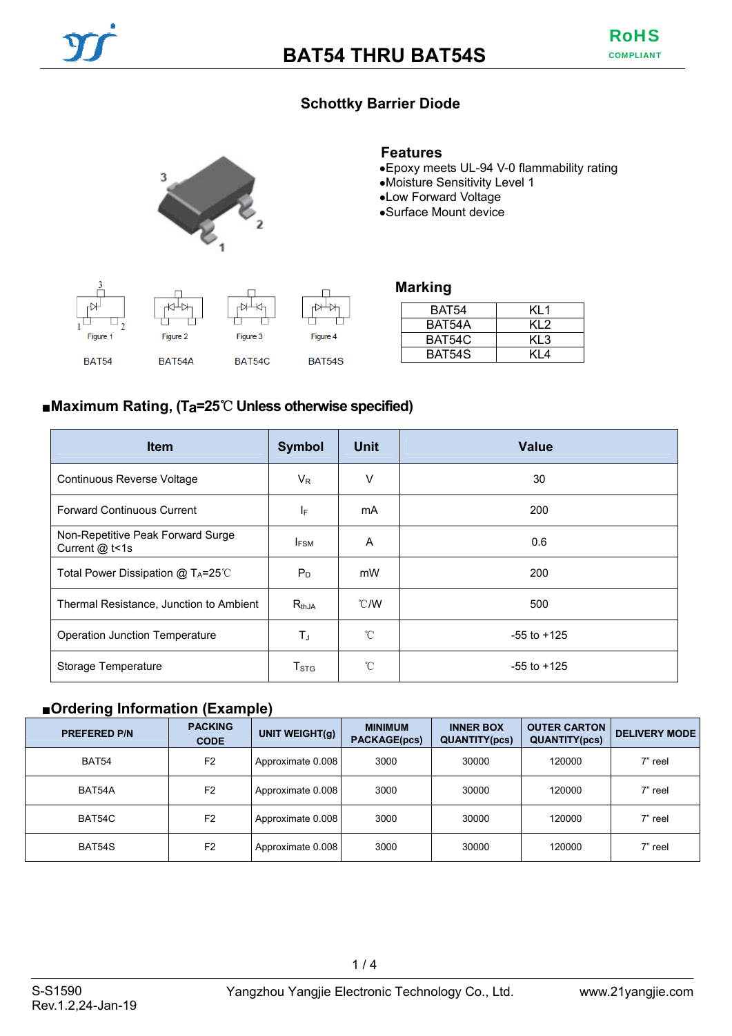# BAT54 THRU BAT54S

RoHS COMPLIANT

## Schottky Barrier Diode

### Features

- Epoxy meets UL-94 V-0 flammability rating
- Moisture Sensitivity Level 1
- Low Forward Voltage
- Surface Mount device

Figure 1 — BAT54

Figure 2 — BAT54A

Figure 3 — BAT54C

Figure 4 — BAT54S

### Marking

| BAT54 | KL1 |
|---|---|
| BAT54A | KL2 |
| BAT54C | KL3 |
| BAT54S | KL4 |

## ■Maximum Rating, ($T_a$=25℃ Unless otherwise specified)

| Item | Symbol | Unit | Value |
|---|---|---|---|
| Continuous Reverse Voltage | $V_R$ | V | 30 |
| Forward Continuous Current | $I_F$ | mA | 200 |
| Non-Repetitive Peak Forward Surge Current @ t<1s | $I_{FSM}$ | A | 0.6 |
| Total Power Dissipation @ $T_A$=25℃ | $P_D$ | mW | 200 |
| Thermal Resistance, Junction to Ambient | $R_{thJA}$ | ℃/W | 500 |
| Operation Junction Temperature | $T_J$ | ℃ | -55 to +125 |
| Storage Temperature | $T_{STG}$ | ℃ | -55 to +125 |

## ■Ordering Information (Example)

| PREFERED P/N | PACKING CODE | UNIT WEIGHT(g) | MINIMUM PACKAGE(pcs) | INNER BOX QUANTITY(pcs) | OUTER CARTON QUANTITY(pcs) | DELIVERY MODE |
|---|---|---|---|---|---|---|
| BAT54 | F2 | Approximate 0.008 | 3000 | 30000 | 120000 | 7" reel |
| BAT54A | F2 | Approximate 0.008 | 3000 | 30000 | 120000 | 7" reel |
| BAT54C | F2 | Approximate 0.008 | 3000 | 30000 | 120000 | 7" reel |
| BAT54S | F2 | Approximate 0.008 | 3000 | 30000 | 120000 | 7" reel |

S-S1590
Rev.1.2,24-Jan-19

Yangzhou Yangjie Electronic Technology Co., Ltd.

www.21yangjie.com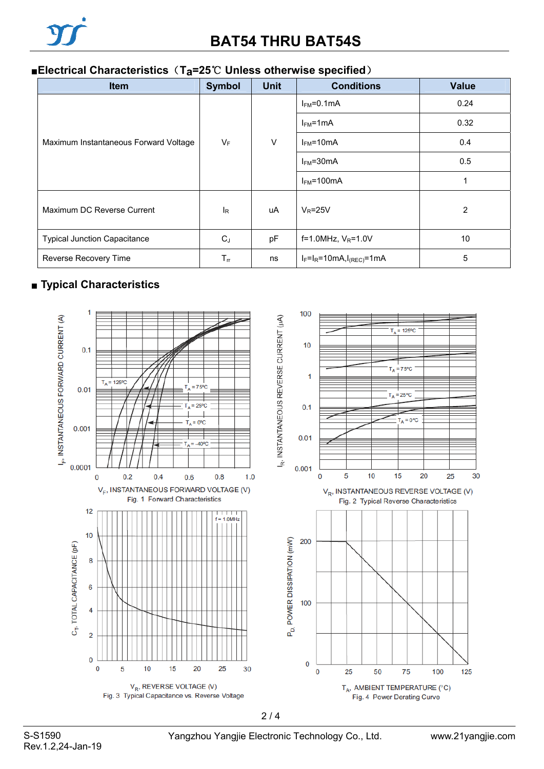# BAT54 THRU BAT54S

## ■Electrical Characteristics（$T_a$=25℃ Unless otherwise specified）

| Item | Symbol | Unit | Conditions | Value |
|---|---|---|---|---|
| Maximum Instantaneous Forward Voltage | $V_F$ | V | $I_{FM}$=0.1mA | 0.24 |
| | | | $I_{FM}$=1mA | 0.32 |
| | | | $I_{FM}$=10mA | 0.4 |
| | | | $I_{FM}$=30mA | 0.5 |
| | | | $I_{FM}$=100mA | 1 |
| Maximum DC Reverse Current | $I_R$ | uA | $V_R$=25V | 2 |
| Typical Junction Capacitance | $C_J$ | pF | f=1.0MHz, $V_R$=1.0V | 10 |
| Reverse Recovery Time | $T_{rr}$ | ns | $I_F$=$I_R$=10mA,$I_{(REC)}$=1mA | 5 |

## ■ Typical Characteristics

Fig. 1 Forward Characteristics

Fig. 2 Typical Reverse Characteristics

Fig. 3 Typical Capacitance vs. Reverse Voltage

Fig. 4 Power Derating Curve

S-S1590
Rev.1.2,24-Jan-19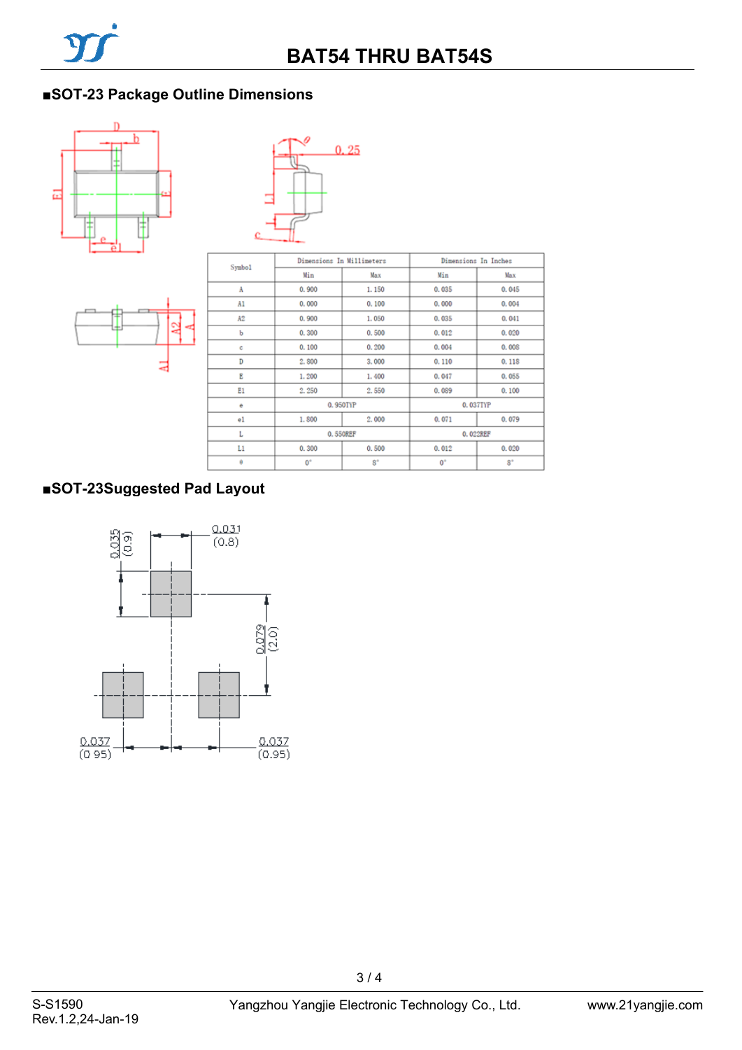## ■SOT-23 Package Outline Dimensions

| Symbol | Dimensions In Millimeters | | Dimensions In Inches | |
|---|---|---|---|---|
| | Min | Max | Min | Max |
| A | 0.900 | 1.150 | 0.035 | 0.045 |
| A1 | 0.000 | 0.100 | 0.000 | 0.004 |
| A2 | 0.900 | 1.050 | 0.035 | 0.041 |
| b | 0.300 | 0.500 | 0.012 | 0.020 |
| c | 0.100 | 0.200 | 0.004 | 0.008 |
| D | 2.800 | 3.000 | 0.110 | 0.118 |
| E | 1.200 | 1.400 | 0.047 | 0.055 |
| E1 | 2.250 | 2.550 | 0.089 | 0.100 |
| e | 0.950TYP | | 0.037TYP | |
| e1 | 1.800 | 2.000 | 0.071 | 0.079 |
| L | 0.550REF | | 0.022REF | |
| L1 | 0.300 | 0.500 | 0.012 | 0.020 |
| θ | 0° | 8° | 0° | 8° |

## ■SOT-23Suggested Pad Layout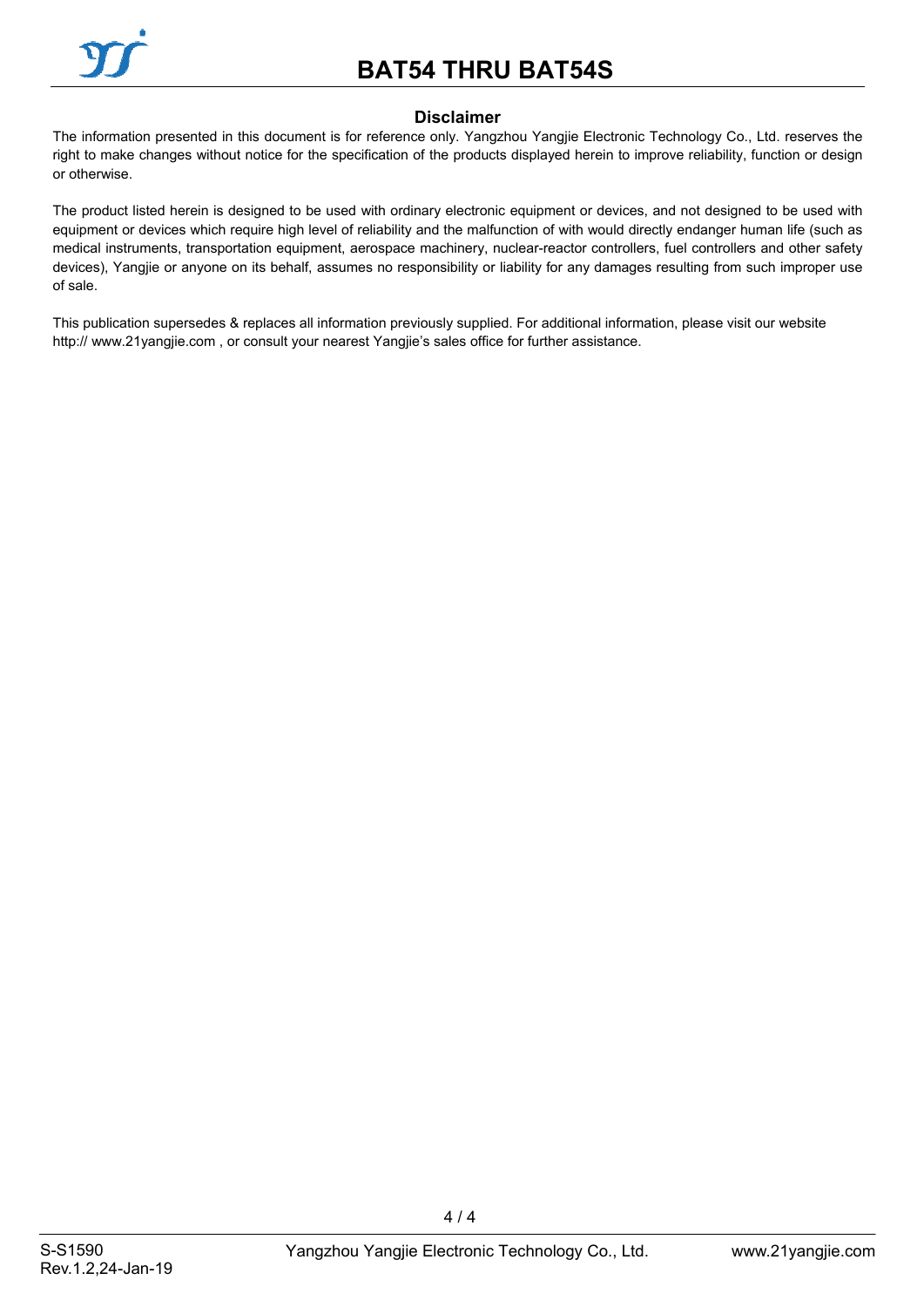## Disclaimer

The information presented in this document is for reference only. Yangzhou Yangjie Electronic Technology Co., Ltd. reserves the right to make changes without notice for the specification of the products displayed herein to improve reliability, function or design or otherwise.

The product listed herein is designed to be used with ordinary electronic equipment or devices, and not designed to be used with equipment or devices which require high level of reliability and the malfunction of with would directly endanger human life (such as medical instruments, transportation equipment, aerospace machinery, nuclear-reactor controllers, fuel controllers and other safety devices), Yangjie or anyone on its behalf, assumes no responsibility or liability for any damages resulting from such improper use of sale.

This publication supersedes & replaces all information previously supplied. For additional information, please visit our website http:// www.21yangjie.com , or consult your nearest Yangjie's sales office for further assistance.